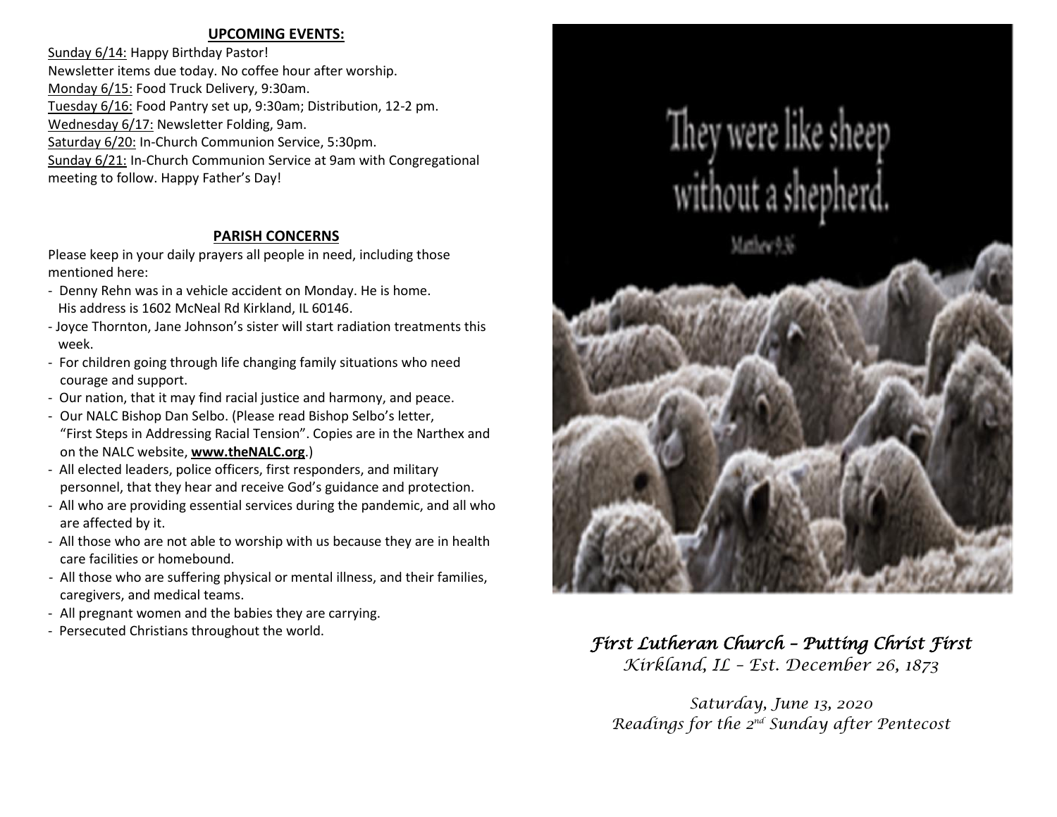## UPCOMING EVENTS:

Sunday 6/14: Happy Birthday Pastor!
Newsletter items due today. No coffee hour after worship.
Monday 6/15: Food Truck Delivery, 9:30am.
Tuesday 6/16: Food Pantry set up, 9:30am; Distribution, 12-2 pm.
Wednesday 6/17: Newsletter Folding, 9am.
Saturday 6/20: In-Church Communion Service, 5:30pm.
Sunday 6/21: In-Church Communion Service at 9am with Congregational meeting to follow. Happy Father's Day!

## PARISH CONCERNS

Please keep in your daily prayers all people in need, including those mentioned here:

- Denny Rehn was in a vehicle accident on Monday. He is home. His address is 1602 McNeal Rd Kirkland, IL 60146.
- Joyce Thornton, Jane Johnson's sister will start radiation treatments this week.
- For children going through life changing family situations who need courage and support.
- Our nation, that it may find racial justice and harmony, and peace.
- Our NALC Bishop Dan Selbo. (Please read Bishop Selbo's letter, "First Steps in Addressing Racial Tension". Copies are in the Narthex and on the NALC website, **www.theNALC.org**.)
- All elected leaders, police officers, first responders, and military personnel, that they hear and receive God's guidance and protection.
- All who are providing essential services during the pandemic, and all who are affected by it.
- All those who are not able to worship with us because they are in health care facilities or homebound.
- All those who are suffering physical or mental illness, and their families, caregivers, and medical teams.
- All pregnant women and the babies they are carrying.
- Persecuted Christians throughout the world.

They were like sheep without a shepherd.
Matthew 9:36

*First Lutheran Church – Putting Christ First*
*Kirkland, IL – Est. December 26, 1873*

*Saturday, June 13, 2020*
*Readings for the 2nd Sunday after Pentecost*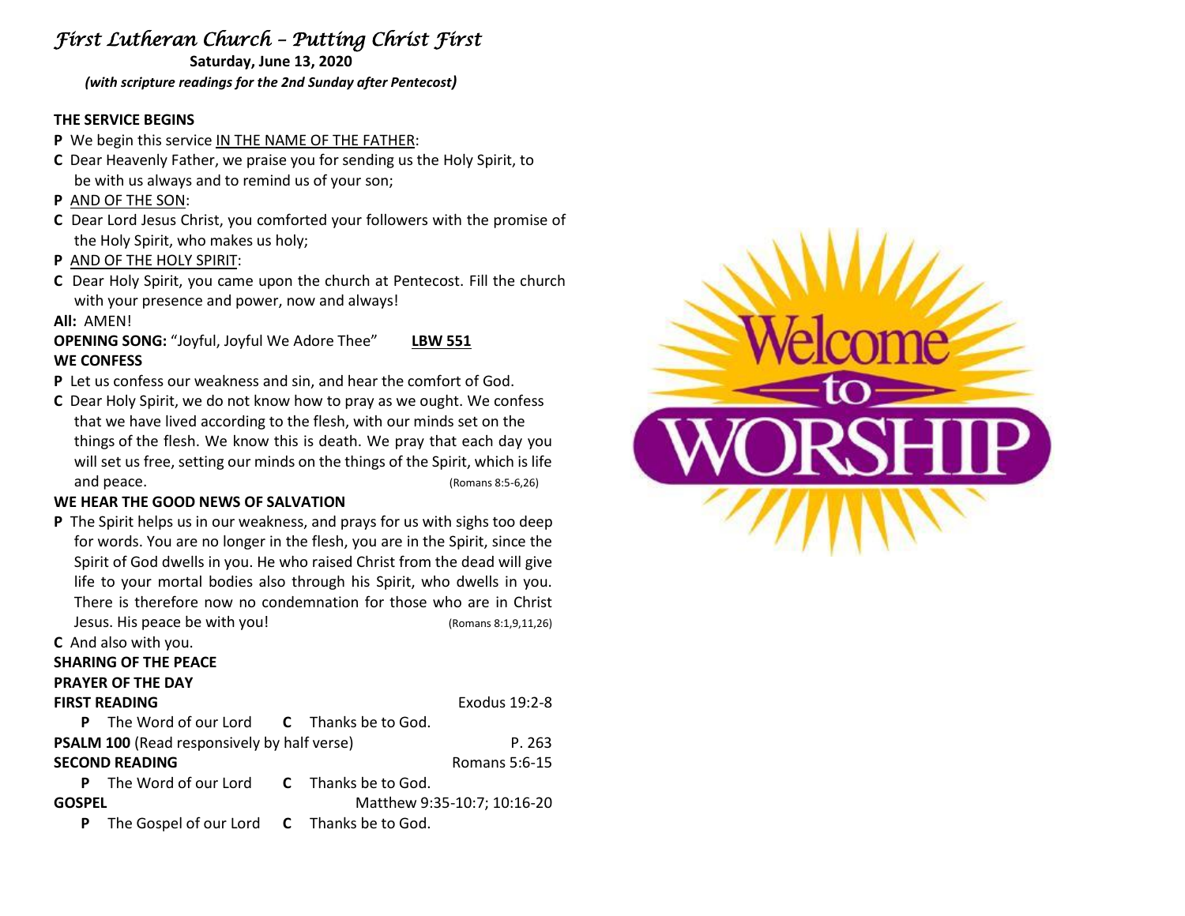# *First Lutheran Church – Putting Christ First*

**Saturday, June 13, 2020**

***(with scripture readings for the 2nd Sunday after Pentecost)***

**THE SERVICE BEGINS**

**P** We begin this service IN THE NAME OF THE FATHER:

**C** Dear Heavenly Father, we praise you for sending us the Holy Spirit, to be with us always and to remind us of your son;

**P** AND OF THE SON:

**C** Dear Lord Jesus Christ, you comforted your followers with the promise of the Holy Spirit, who makes us holy;

**P** AND OF THE HOLY SPIRIT:

**C** Dear Holy Spirit, you came upon the church at Pentecost. Fill the church with your presence and power, now and always!

**All:** AMEN!

**OPENING SONG:** "Joyful, Joyful We Adore Thee" **LBW 551**

**WE CONFESS**

**P** Let us confess our weakness and sin, and hear the comfort of God.

**C** Dear Holy Spirit, we do not know how to pray as we ought. We confess that we have lived according to the flesh, with our minds set on the things of the flesh. We know this is death. We pray that each day you will set us free, setting our minds on the things of the Spirit, which is life and peace. (Romans 8:5-6,26)

**WE HEAR THE GOOD NEWS OF SALVATION**

**P** The Spirit helps us in our weakness, and prays for us with sighs too deep for words. You are no longer in the flesh, you are in the Spirit, since the Spirit of God dwells in you. He who raised Christ from the dead will give life to your mortal bodies also through his Spirit, who dwells in you. There is therefore now no condemnation for those who are in Christ Jesus. His peace be with you! (Romans 8:1,9,11,26)

**C** And also with you.

**SHARING OF THE PEACE**

**PRAYER OF THE DAY**

**FIRST READING** Exodus 19:2-8

**P** The Word of our Lord **C** Thanks be to God.

**PSALM 100** (Read responsively by half verse) P. 263

**SECOND READING** Romans 5:6-15

**P** The Word of our Lord **C** Thanks be to God.

**GOSPEL** Matthew 9:35-10:7; 10:16-20

**P** The Gospel of our Lord **C** Thanks be to God.

Welcome to WORSHIP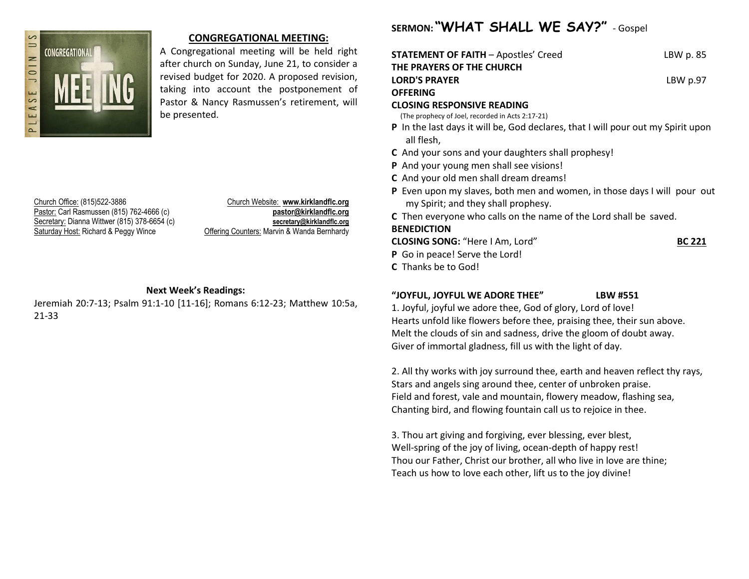## CONGREGATIONAL MEETING:

A Congregational meeting will be held right after church on Sunday, June 21, to consider a revised budget for 2020. A proposed revision, taking into account the postponement of Pastor & Nancy Rasmussen's retirement, will be presented.

Church Office: (815)522-3886
Pastor: Carl Rasmussen (815) 762-4666 (c)
Secretary: Dianna Wittwer (815) 378-6654 (c)
Saturday Host: Richard & Peggy Wince

Church Website: **www.kirklandflc.org**
**pastor@kirklandflc.org**
**secretary@kirklandflc.org**
Offering Counters: Marvin & Wanda Bernhardy

**Next Week's Readings:**

Jeremiah 20:7-13; Psalm 91:1-10 [11-16]; Romans 6:12-23; Matthew 10:5a, 21-33

## SERMON: "WHAT SHALL WE SAY?" - Gospel

**STATEMENT OF FAITH** – Apostles' Creed — LBW p. 85

**THE PRAYERS OF THE CHURCH**

**LORD'S PRAYER** — LBW p.97

**OFFERING**

**CLOSING RESPONSIVE READING**

(The prophecy of Joel, recorded in Acts 2:17-21)

**P** In the last days it will be, God declares, that I will pour out my Spirit upon all flesh,

**C** And your sons and your daughters shall prophesy!

**P** And your young men shall see visions!

**C** And your old men shall dream dreams!

**P** Even upon my slaves, both men and women, in those days I will pour out my Spirit; and they shall prophesy.

**C** Then everyone who calls on the name of the Lord shall be saved.

**BENEDICTION**

**CLOSING SONG:** "Here I Am, Lord" — **BC 221**

**P** Go in peace! Serve the Lord!

**C** Thanks be to God!

**"JOYFUL, JOYFUL WE ADORE THEE" LBW #551**

1. Joyful, joyful we adore thee, God of glory, Lord of love!
Hearts unfold like flowers before thee, praising thee, their sun above.
Melt the clouds of sin and sadness, drive the gloom of doubt away.
Giver of immortal gladness, fill us with the light of day.

2. All thy works with joy surround thee, earth and heaven reflect thy rays,
Stars and angels sing around thee, center of unbroken praise.
Field and forest, vale and mountain, flowery meadow, flashing sea,
Chanting bird, and flowing fountain call us to rejoice in thee.

3. Thou art giving and forgiving, ever blessing, ever blest,
Well-spring of the joy of living, ocean-depth of happy rest!
Thou our Father, Christ our brother, all who live in love are thine;
Teach us how to love each other, lift us to the joy divine!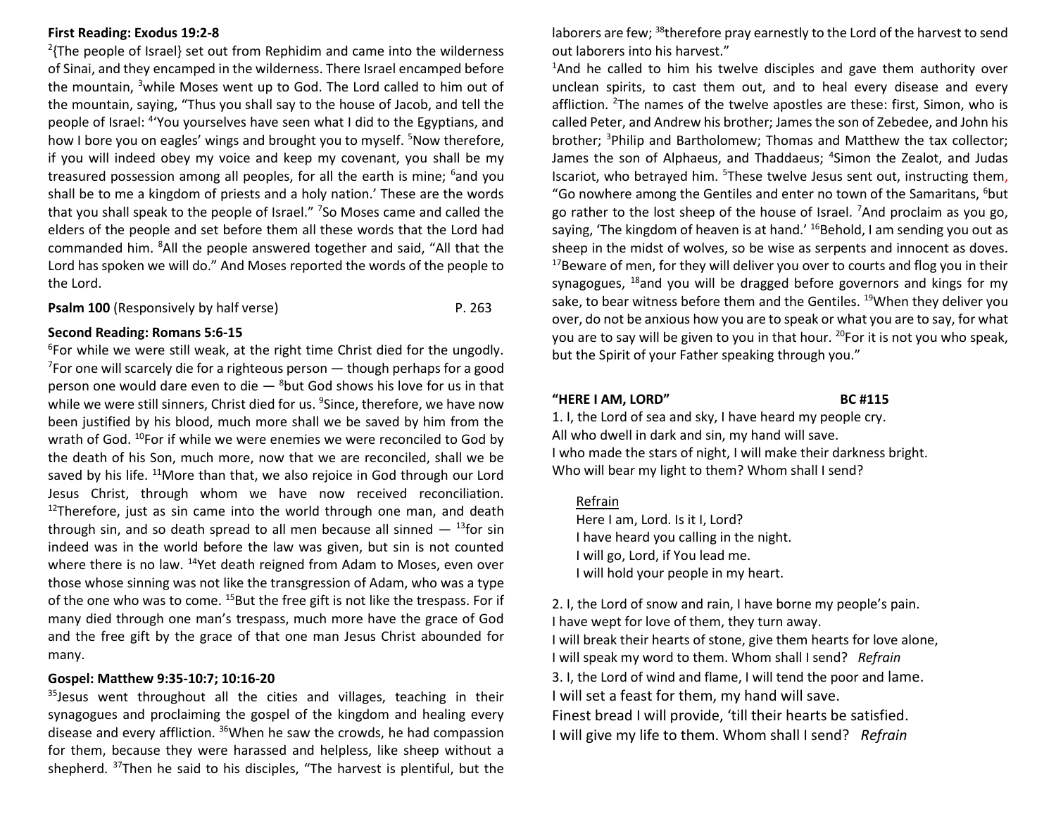**First Reading: Exodus 19:2-8**

[2]{The people of Israel} set out from Rephidim and came into the wilderness of Sinai, and they encamped in the wilderness. There Israel encamped before the mountain, [3]while Moses went up to God. The Lord called to him out of the mountain, saying, "Thus you shall say to the house of Jacob, and tell the people of Israel: [4]'You yourselves have seen what I did to the Egyptians, and how I bore you on eagles' wings and brought you to myself. [5]Now therefore, if you will indeed obey my voice and keep my covenant, you shall be my treasured possession among all peoples, for all the earth is mine; [6]and you shall be to me a kingdom of priests and a holy nation.' These are the words that you shall speak to the people of Israel." [7]So Moses came and called the elders of the people and set before them all these words that the Lord had commanded him. [8]All the people answered together and said, "All that the Lord has spoken we will do." And Moses reported the words of the people to the Lord.

**Psalm 100** (Responsively by half verse) P. 263

**Second Reading: Romans 5:6-15**

[6]For while we were still weak, at the right time Christ died for the ungodly. [7]For one will scarcely die for a righteous person — though perhaps for a good person one would dare even to die — [8]but God shows his love for us in that while we were still sinners, Christ died for us. [9]Since, therefore, we have now been justified by his blood, much more shall we be saved by him from the wrath of God. [10]For if while we were enemies we were reconciled to God by the death of his Son, much more, now that we are reconciled, shall we be saved by his life. [11]More than that, we also rejoice in God through our Lord Jesus Christ, through whom we have now received reconciliation. [12]Therefore, just as sin came into the world through one man, and death through sin, and so death spread to all men because all sinned — [13]for sin indeed was in the world before the law was given, but sin is not counted where there is no law. [14]Yet death reigned from Adam to Moses, even over those whose sinning was not like the transgression of Adam, who was a type of the one who was to come. [15]But the free gift is not like the trespass. For if many died through one man's trespass, much more have the grace of God and the free gift by the grace of that one man Jesus Christ abounded for many.

**Gospel: Matthew 9:35-10:7; 10:16-20**

[35]Jesus went throughout all the cities and villages, teaching in their synagogues and proclaiming the gospel of the kingdom and healing every disease and every affliction. [36]When he saw the crowds, he had compassion for them, because they were harassed and helpless, like sheep without a shepherd. [37]Then he said to his disciples, "The harvest is plentiful, but the laborers are few; [38]therefore pray earnestly to the Lord of the harvest to send out laborers into his harvest."

[1]And he called to him his twelve disciples and gave them authority over unclean spirits, to cast them out, and to heal every disease and every affliction. [2]The names of the twelve apostles are these: first, Simon, who is called Peter, and Andrew his brother; James the son of Zebedee, and John his brother; [3]Philip and Bartholomew; Thomas and Matthew the tax collector; James the son of Alphaeus, and Thaddaeus; [4]Simon the Zealot, and Judas Iscariot, who betrayed him. [5]These twelve Jesus sent out, instructing them, "Go nowhere among the Gentiles and enter no town of the Samaritans, [6]but go rather to the lost sheep of the house of Israel. [7]And proclaim as you go, saying, 'The kingdom of heaven is at hand.' [16]Behold, I am sending you out as sheep in the midst of wolves, so be wise as serpents and innocent as doves. [17]Beware of men, for they will deliver you over to courts and flog you in their synagogues, [18]and you will be dragged before governors and kings for my sake, to bear witness before them and the Gentiles. [19]When they deliver you over, do not be anxious how you are to speak or what you are to say, for what you are to say will be given to you in that hour. [20]For it is not you who speak, but the Spirit of your Father speaking through you."

**"HERE I AM, LORD"** **BC #115**

1. I, the Lord of sea and sky, I have heard my people cry.
All who dwell in dark and sin, my hand will save.
I who made the stars of night, I will make their darkness bright.
Who will bear my light to them? Whom shall I send?

Refrain
Here I am, Lord. Is it I, Lord?
I have heard you calling in the night.
I will go, Lord, if You lead me.
I will hold your people in my heart.

2. I, the Lord of snow and rain, I have borne my people's pain.
I have wept for love of them, they turn away.
I will break their hearts of stone, give them hearts for love alone,
I will speak my word to them. Whom shall I send? *Refrain*

3. I, the Lord of wind and flame, I will tend the poor and lame.
I will set a feast for them, my hand will save.
Finest bread I will provide, 'till their hearts be satisfied.
I will give my life to them. Whom shall I send? *Refrain*